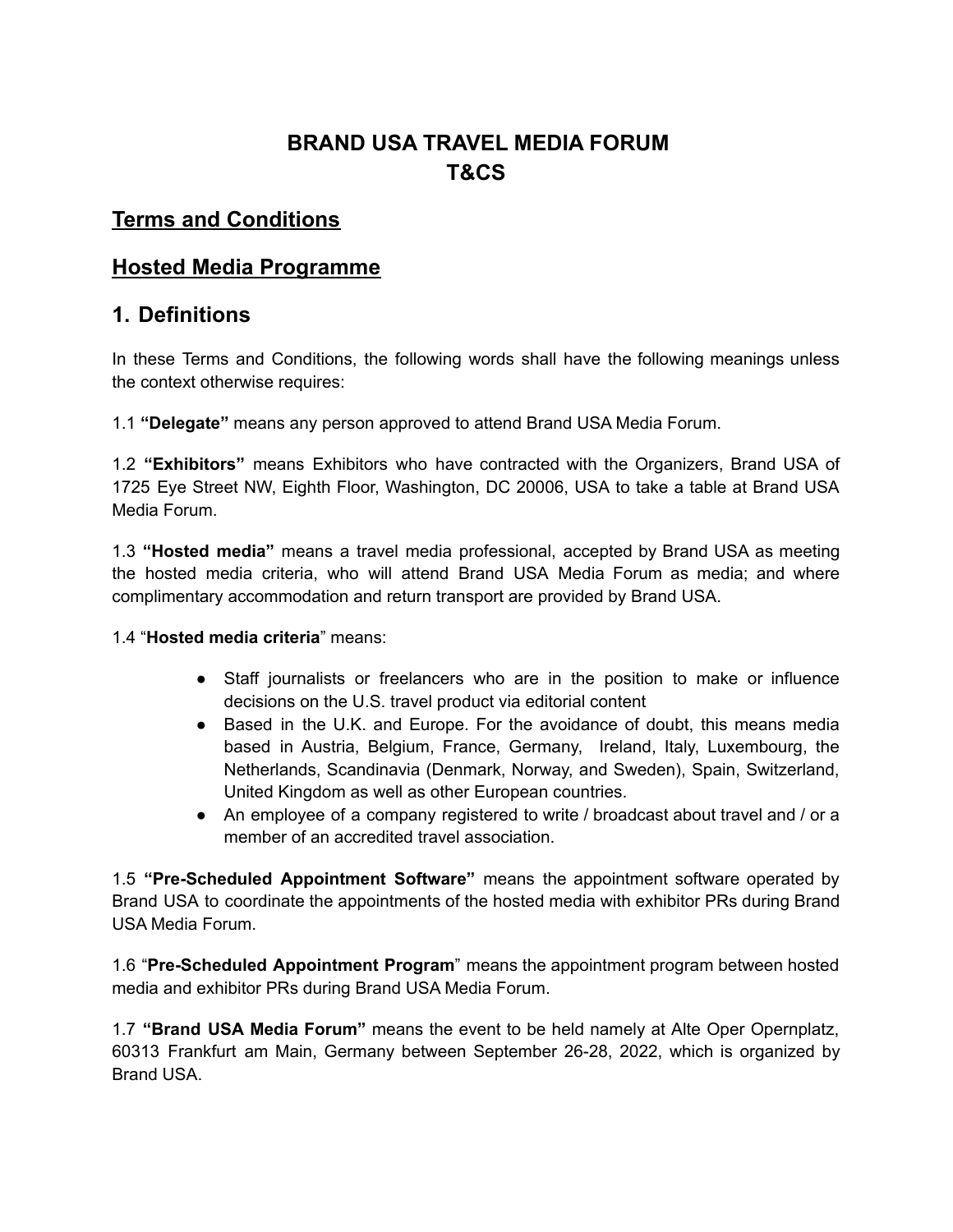# BRAND USA TRAVEL MEDIA FORUM
# T&CS

## Terms and Conditions

## Hosted Media Programme

## 1. Definitions

In these Terms and Conditions, the following words shall have the following meanings unless the context otherwise requires:

1.1 **"Delegate"** means any person approved to attend Brand USA Media Forum.

1.2 **"Exhibitors"** means Exhibitors who have contracted with the Organizers, Brand USA of 1725 Eye Street NW, Eighth Floor, Washington, DC 20006, USA to take a table at Brand USA Media Forum.

1.3 **"Hosted media"** means a travel media professional, accepted by Brand USA as meeting the hosted media criteria, who will attend Brand USA Media Forum as media; and where complimentary accommodation and return transport are provided by Brand USA.

1.4 "**Hosted media criteria**" means:

- Staff journalists or freelancers who are in the position to make or influence decisions on the U.S. travel product via editorial content
- Based in the U.K. and Europe. For the avoidance of doubt, this means media based in Austria, Belgium, France, Germany, Ireland, Italy, Luxembourg, the Netherlands, Scandinavia (Denmark, Norway, and Sweden), Spain, Switzerland, United Kingdom as well as other European countries.
- An employee of a company registered to write / broadcast about travel and / or a member of an accredited travel association.

1.5 **"Pre-Scheduled Appointment Software"** means the appointment software operated by Brand USA to coordinate the appointments of the hosted media with exhibitor PRs during Brand USA Media Forum.

1.6 "**Pre-Scheduled Appointment Program**" means the appointment program between hosted media and exhibitor PRs during Brand USA Media Forum.

1.7 **"Brand USA Media Forum"** means the event to be held namely at Alte Oper Opernplatz, 60313 Frankfurt am Main, Germany between September 26-28, 2022, which is organized by Brand USA.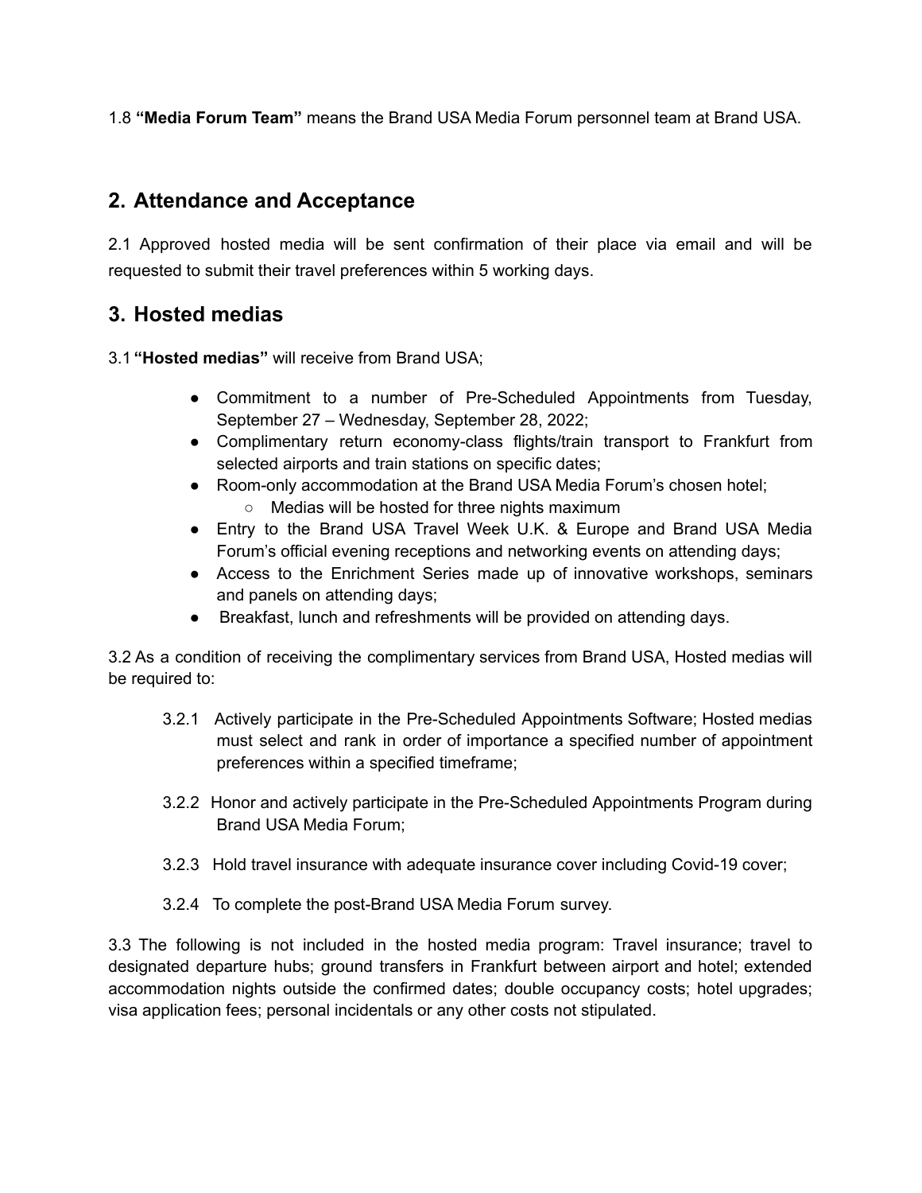1.8 **"Media Forum Team"** means the Brand USA Media Forum personnel team at Brand USA.

## 2. Attendance and Acceptance

2.1 Approved hosted media will be sent confirmation of their place via email and will be requested to submit their travel preferences within 5 working days.

## 3. Hosted medias

3.1 **"Hosted medias"** will receive from Brand USA;

- Commitment to a number of Pre-Scheduled Appointments from Tuesday, September 27 – Wednesday, September 28, 2022;
- Complimentary return economy-class flights/train transport to Frankfurt from selected airports and train stations on specific dates;
- Room-only accommodation at the Brand USA Media Forum's chosen hotel;
  - Medias will be hosted for three nights maximum
- Entry to the Brand USA Travel Week U.K. & Europe and Brand USA Media Forum's official evening receptions and networking events on attending days;
- Access to the Enrichment Series made up of innovative workshops, seminars and panels on attending days;
- Breakfast, lunch and refreshments will be provided on attending days.

3.2 As a condition of receiving the complimentary services from Brand USA, Hosted medias will be required to:

3.2.1 Actively participate in the Pre-Scheduled Appointments Software; Hosted medias must select and rank in order of importance a specified number of appointment preferences within a specified timeframe;

3.2.2 Honor and actively participate in the Pre-Scheduled Appointments Program during Brand USA Media Forum;

3.2.3 Hold travel insurance with adequate insurance cover including Covid-19 cover;

3.2.4 To complete the post-Brand USA Media Forum survey.

3.3 The following is not included in the hosted media program: Travel insurance; travel to designated departure hubs; ground transfers in Frankfurt between airport and hotel; extended accommodation nights outside the confirmed dates; double occupancy costs; hotel upgrades; visa application fees; personal incidentals or any other costs not stipulated.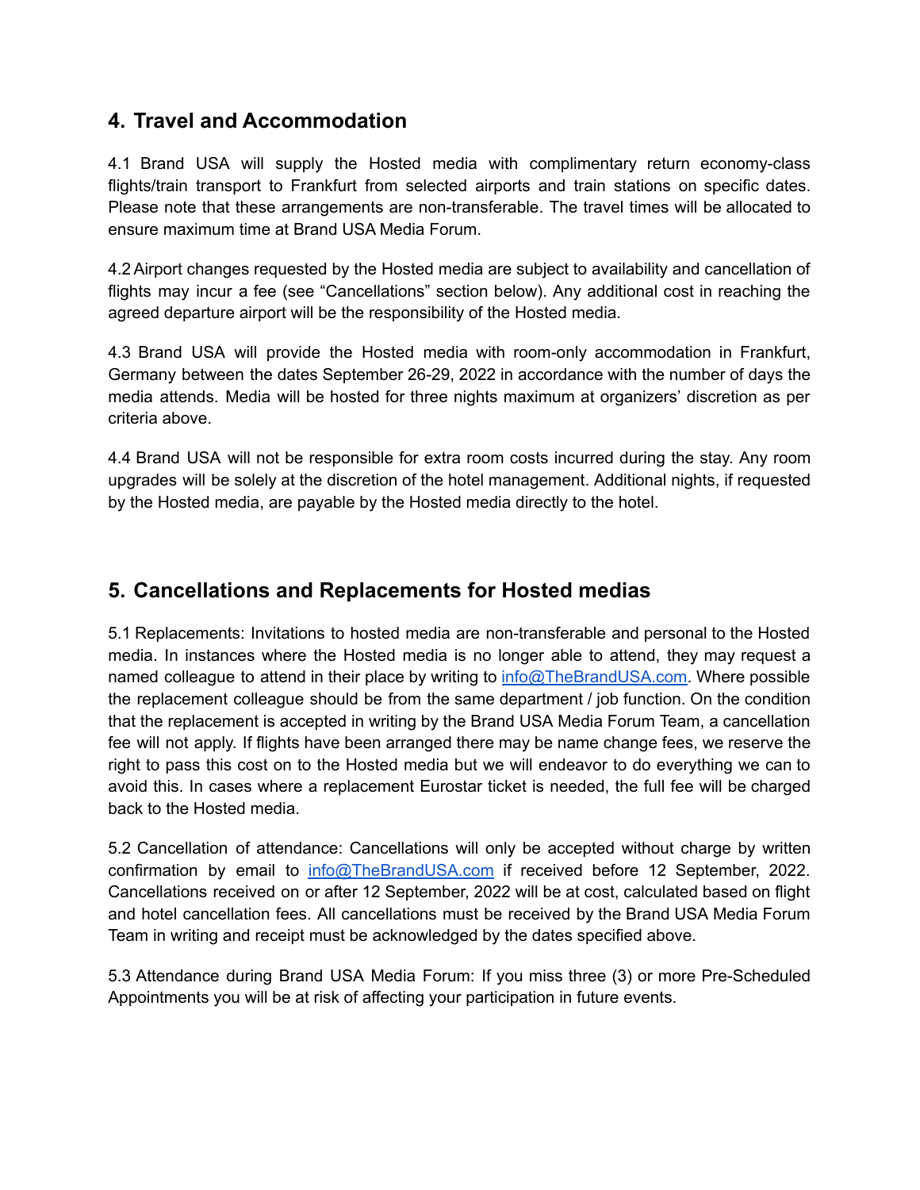## 4. Travel and Accommodation

4.1 Brand USA will supply the Hosted media with complimentary return economy-class flights/train transport to Frankfurt from selected airports and train stations on specific dates. Please note that these arrangements are non-transferable. The travel times will be allocated to ensure maximum time at Brand USA Media Forum.

4.2 Airport changes requested by the Hosted media are subject to availability and cancellation of flights may incur a fee (see "Cancellations" section below). Any additional cost in reaching the agreed departure airport will be the responsibility of the Hosted media.

4.3 Brand USA will provide the Hosted media with room-only accommodation in Frankfurt, Germany between the dates September 26-29, 2022 in accordance with the number of days the media attends. Media will be hosted for three nights maximum at organizers' discretion as per criteria above.

4.4 Brand USA will not be responsible for extra room costs incurred during the stay. Any room upgrades will be solely at the discretion of the hotel management. Additional nights, if requested by the Hosted media, are payable by the Hosted media directly to the hotel.

## 5. Cancellations and Replacements for Hosted medias

5.1 Replacements: Invitations to hosted media are non-transferable and personal to the Hosted media. In instances where the Hosted media is no longer able to attend, they may request a named colleague to attend in their place by writing to [info@TheBrandUSA.com](mailto:info@TheBrandUSA.com). Where possible the replacement colleague should be from the same department / job function. On the condition that the replacement is accepted in writing by the Brand USA Media Forum Team, a cancellation fee will not apply. If flights have been arranged there may be name change fees, we reserve the right to pass this cost on to the Hosted media but we will endeavor to do everything we can to avoid this. In cases where a replacement Eurostar ticket is needed, the full fee will be charged back to the Hosted media.

5.2 Cancellation of attendance: Cancellations will only be accepted without charge by written confirmation by email to [info@TheBrandUSA.com](mailto:info@TheBrandUSA.com) if received before 12 September, 2022. Cancellations received on or after 12 September, 2022 will be at cost, calculated based on flight and hotel cancellation fees. All cancellations must be received by the Brand USA Media Forum Team in writing and receipt must be acknowledged by the dates specified above.

5.3 Attendance during Brand USA Media Forum: If you miss three (3) or more Pre-Scheduled Appointments you will be at risk of affecting your participation in future events.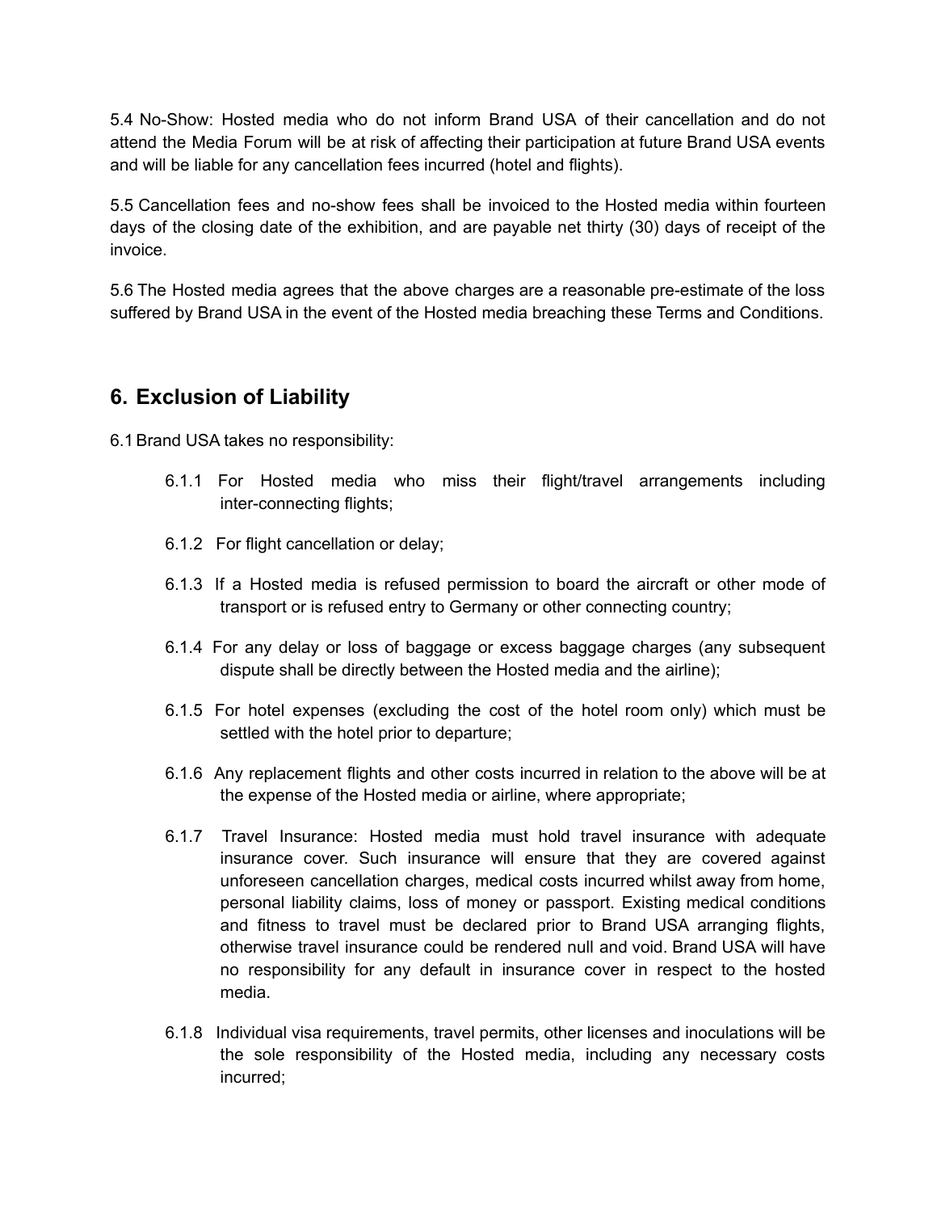5.4 No-Show: Hosted media who do not inform Brand USA of their cancellation and do not attend the Media Forum will be at risk of affecting their participation at future Brand USA events and will be liable for any cancellation fees incurred (hotel and flights).

5.5 Cancellation fees and no-show fees shall be invoiced to the Hosted media within fourteen days of the closing date of the exhibition, and are payable net thirty (30) days of receipt of the invoice.

5.6 The Hosted media agrees that the above charges are a reasonable pre-estimate of the loss suffered by Brand USA in the event of the Hosted media breaching these Terms and Conditions.

## 6. Exclusion of Liability

6.1 Brand USA takes no responsibility:

- 6.1.1 For Hosted media who miss their flight/travel arrangements including inter-connecting flights;
- 6.1.2 For flight cancellation or delay;
- 6.1.3 If a Hosted media is refused permission to board the aircraft or other mode of transport or is refused entry to Germany or other connecting country;
- 6.1.4 For any delay or loss of baggage or excess baggage charges (any subsequent dispute shall be directly between the Hosted media and the airline);
- 6.1.5 For hotel expenses (excluding the cost of the hotel room only) which must be settled with the hotel prior to departure;
- 6.1.6 Any replacement flights and other costs incurred in relation to the above will be at the expense of the Hosted media or airline, where appropriate;
- 6.1.7 Travel Insurance: Hosted media must hold travel insurance with adequate insurance cover. Such insurance will ensure that they are covered against unforeseen cancellation charges, medical costs incurred whilst away from home, personal liability claims, loss of money or passport. Existing medical conditions and fitness to travel must be declared prior to Brand USA arranging flights, otherwise travel insurance could be rendered null and void. Brand USA will have no responsibility for any default in insurance cover in respect to the hosted media.
- 6.1.8 Individual visa requirements, travel permits, other licenses and inoculations will be the sole responsibility of the Hosted media, including any necessary costs incurred;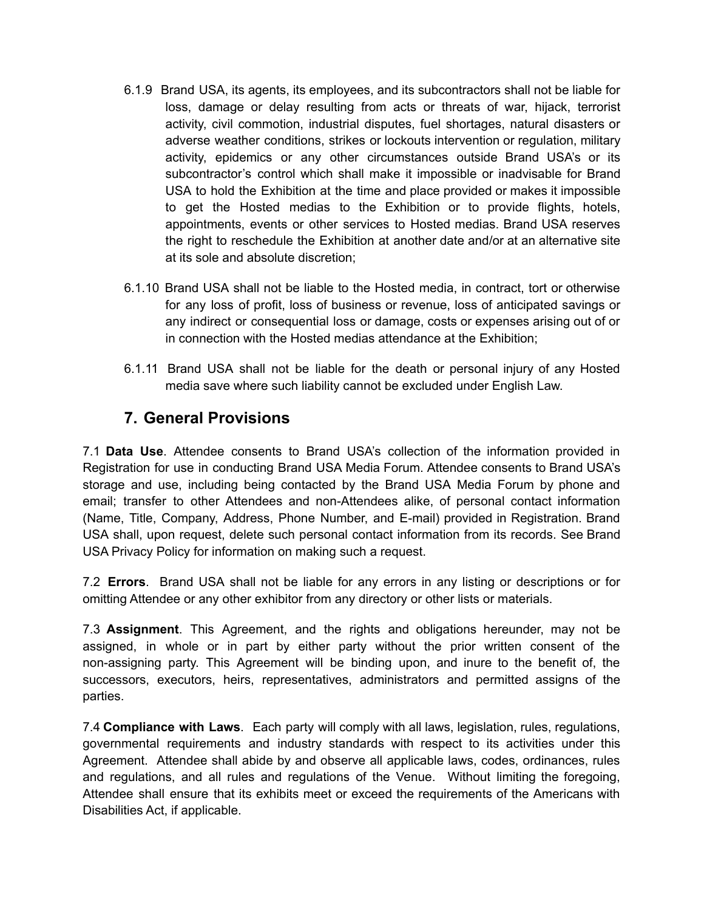6.1.9 Brand USA, its agents, its employees, and its subcontractors shall not be liable for loss, damage or delay resulting from acts or threats of war, hijack, terrorist activity, civil commotion, industrial disputes, fuel shortages, natural disasters or adverse weather conditions, strikes or lockouts intervention or regulation, military activity, epidemics or any other circumstances outside Brand USA's or its subcontractor's control which shall make it impossible or inadvisable for Brand USA to hold the Exhibition at the time and place provided or makes it impossible to get the Hosted medias to the Exhibition or to provide flights, hotels, appointments, events or other services to Hosted medias. Brand USA reserves the right to reschedule the Exhibition at another date and/or at an alternative site at its sole and absolute discretion;

6.1.10 Brand USA shall not be liable to the Hosted media, in contract, tort or otherwise for any loss of profit, loss of business or revenue, loss of anticipated savings or any indirect or consequential loss or damage, costs or expenses arising out of or in connection with the Hosted medias attendance at the Exhibition;

6.1.11 Brand USA shall not be liable for the death or personal injury of any Hosted media save where such liability cannot be excluded under English Law.

## 7. General Provisions

7.1 **Data Use**. Attendee consents to Brand USA's collection of the information provided in Registration for use in conducting Brand USA Media Forum. Attendee consents to Brand USA's storage and use, including being contacted by the Brand USA Media Forum by phone and email; transfer to other Attendees and non-Attendees alike, of personal contact information (Name, Title, Company, Address, Phone Number, and E-mail) provided in Registration. Brand USA shall, upon request, delete such personal contact information from its records. See Brand USA Privacy Policy for information on making such a request.

7.2 **Errors**. Brand USA shall not be liable for any errors in any listing or descriptions or for omitting Attendee or any other exhibitor from any directory or other lists or materials.

7.3 **Assignment**. This Agreement, and the rights and obligations hereunder, may not be assigned, in whole or in part by either party without the prior written consent of the non-assigning party. This Agreement will be binding upon, and inure to the benefit of, the successors, executors, heirs, representatives, administrators and permitted assigns of the parties.

7.4 **Compliance with Laws**. Each party will comply with all laws, legislation, rules, regulations, governmental requirements and industry standards with respect to its activities under this Agreement. Attendee shall abide by and observe all applicable laws, codes, ordinances, rules and regulations, and all rules and regulations of the Venue. Without limiting the foregoing, Attendee shall ensure that its exhibits meet or exceed the requirements of the Americans with Disabilities Act, if applicable.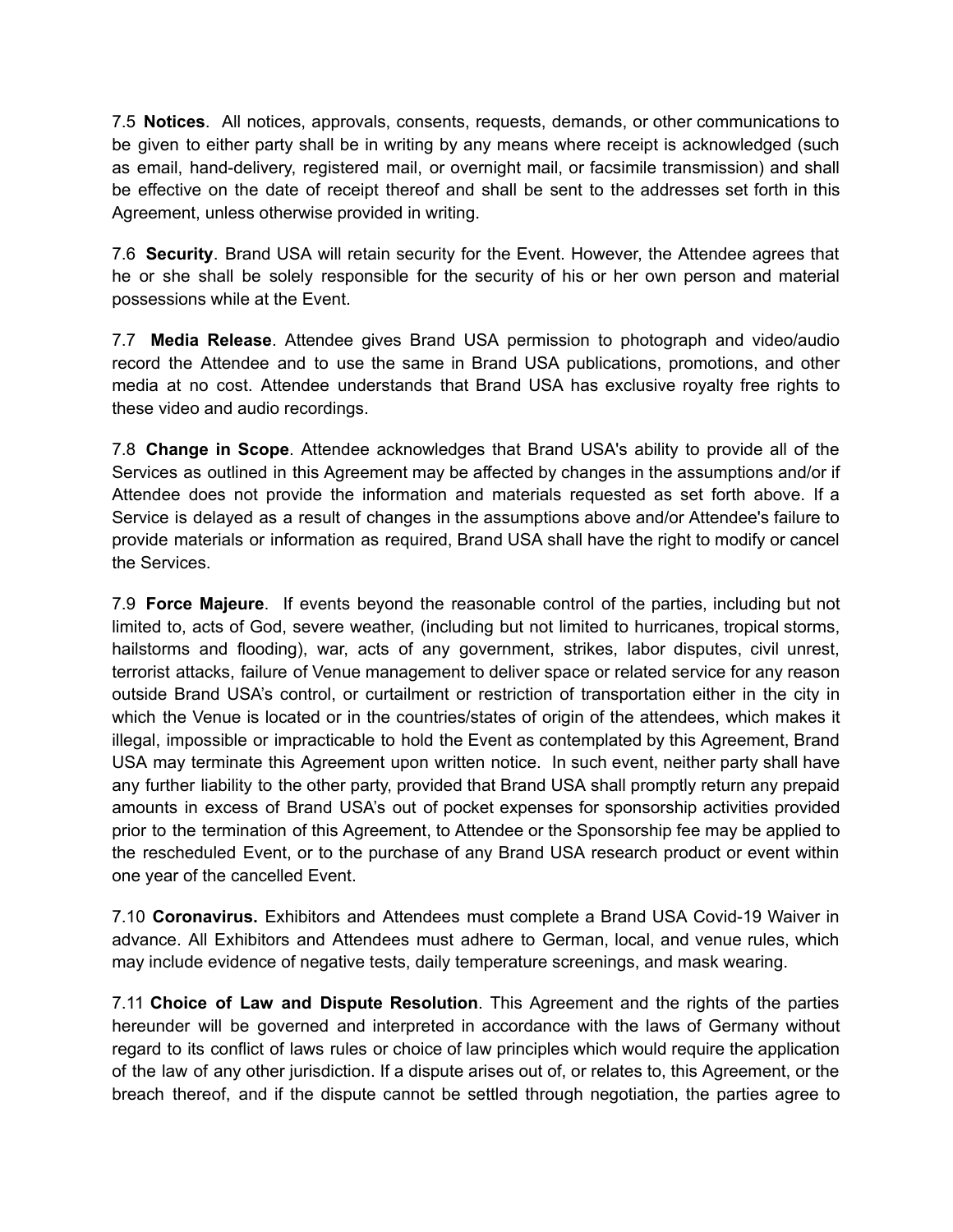7.5 **Notices**. All notices, approvals, consents, requests, demands, or other communications to be given to either party shall be in writing by any means where receipt is acknowledged (such as email, hand-delivery, registered mail, or overnight mail, or facsimile transmission) and shall be effective on the date of receipt thereof and shall be sent to the addresses set forth in this Agreement, unless otherwise provided in writing.

7.6 **Security**. Brand USA will retain security for the Event. However, the Attendee agrees that he or she shall be solely responsible for the security of his or her own person and material possessions while at the Event.

7.7 **Media Release**. Attendee gives Brand USA permission to photograph and video/audio record the Attendee and to use the same in Brand USA publications, promotions, and other media at no cost. Attendee understands that Brand USA has exclusive royalty free rights to these video and audio recordings.

7.8 **Change in Scope**. Attendee acknowledges that Brand USA's ability to provide all of the Services as outlined in this Agreement may be affected by changes in the assumptions and/or if Attendee does not provide the information and materials requested as set forth above. If a Service is delayed as a result of changes in the assumptions above and/or Attendee's failure to provide materials or information as required, Brand USA shall have the right to modify or cancel the Services.

7.9 **Force Majeure**. If events beyond the reasonable control of the parties, including but not limited to, acts of God, severe weather, (including but not limited to hurricanes, tropical storms, hailstorms and flooding), war, acts of any government, strikes, labor disputes, civil unrest, terrorist attacks, failure of Venue management to deliver space or related service for any reason outside Brand USA's control, or curtailment or restriction of transportation either in the city in which the Venue is located or in the countries/states of origin of the attendees, which makes it illegal, impossible or impracticable to hold the Event as contemplated by this Agreement, Brand USA may terminate this Agreement upon written notice. In such event, neither party shall have any further liability to the other party, provided that Brand USA shall promptly return any prepaid amounts in excess of Brand USA's out of pocket expenses for sponsorship activities provided prior to the termination of this Agreement, to Attendee or the Sponsorship fee may be applied to the rescheduled Event, or to the purchase of any Brand USA research product or event within one year of the cancelled Event.

7.10 **Coronavirus.** Exhibitors and Attendees must complete a Brand USA Covid-19 Waiver in advance. All Exhibitors and Attendees must adhere to German, local, and venue rules, which may include evidence of negative tests, daily temperature screenings, and mask wearing.

7.11 **Choice of Law and Dispute Resolution**. This Agreement and the rights of the parties hereunder will be governed and interpreted in accordance with the laws of Germany without regard to its conflict of laws rules or choice of law principles which would require the application of the law of any other jurisdiction. If a dispute arises out of, or relates to, this Agreement, or the breach thereof, and if the dispute cannot be settled through negotiation, the parties agree to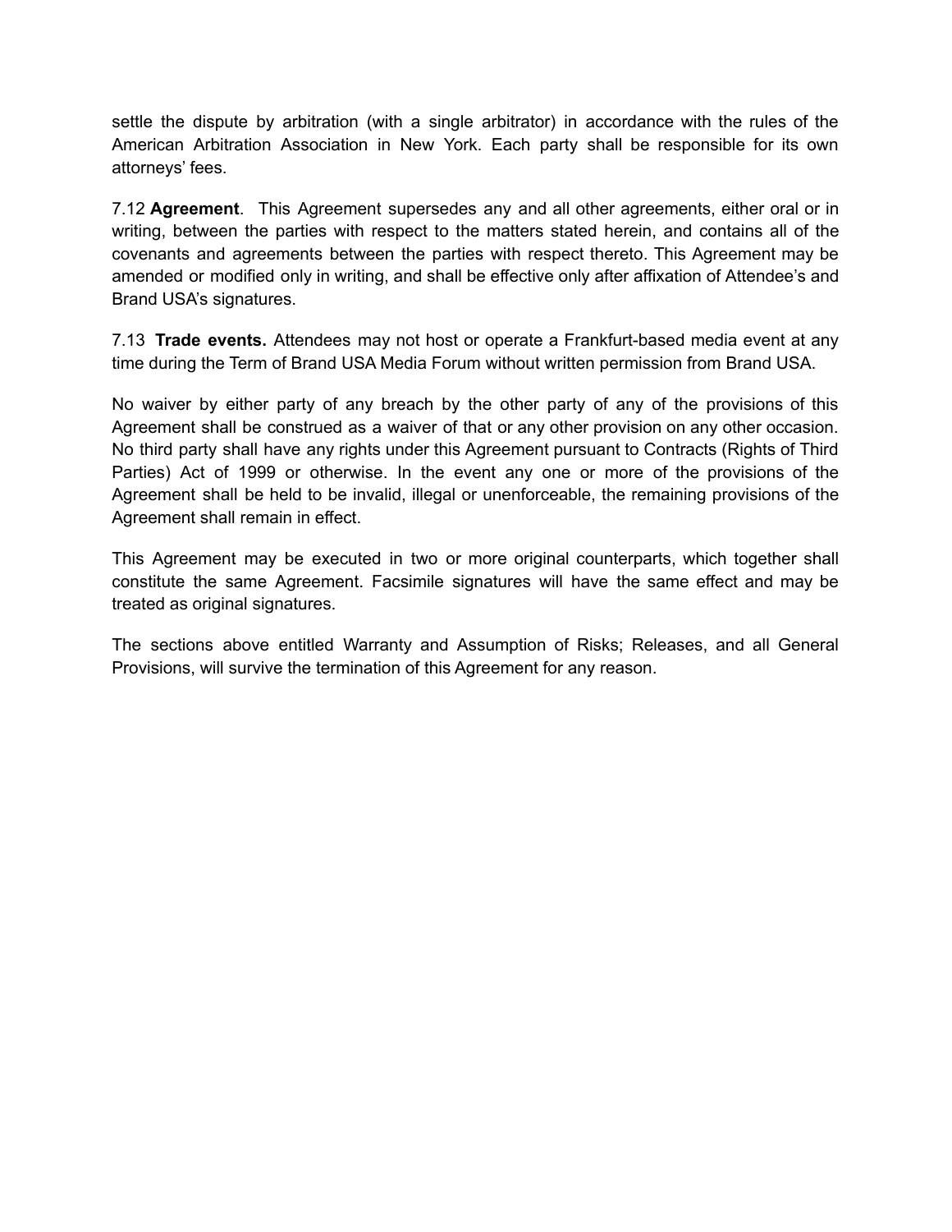settle the dispute by arbitration (with a single arbitrator) in accordance with the rules of the American Arbitration Association in New York. Each party shall be responsible for its own attorneys' fees.

7.12 **Agreement**. This Agreement supersedes any and all other agreements, either oral or in writing, between the parties with respect to the matters stated herein, and contains all of the covenants and agreements between the parties with respect thereto. This Agreement may be amended or modified only in writing, and shall be effective only after affixation of Attendee's and Brand USA's signatures.

7.13 **Trade events.** Attendees may not host or operate a Frankfurt-based media event at any time during the Term of Brand USA Media Forum without written permission from Brand USA.

No waiver by either party of any breach by the other party of any of the provisions of this Agreement shall be construed as a waiver of that or any other provision on any other occasion. No third party shall have any rights under this Agreement pursuant to Contracts (Rights of Third Parties) Act of 1999 or otherwise. In the event any one or more of the provisions of the Agreement shall be held to be invalid, illegal or unenforceable, the remaining provisions of the Agreement shall remain in effect.

This Agreement may be executed in two or more original counterparts, which together shall constitute the same Agreement. Facsimile signatures will have the same effect and may be treated as original signatures.

The sections above entitled Warranty and Assumption of Risks; Releases, and all General Provisions, will survive the termination of this Agreement for any reason.